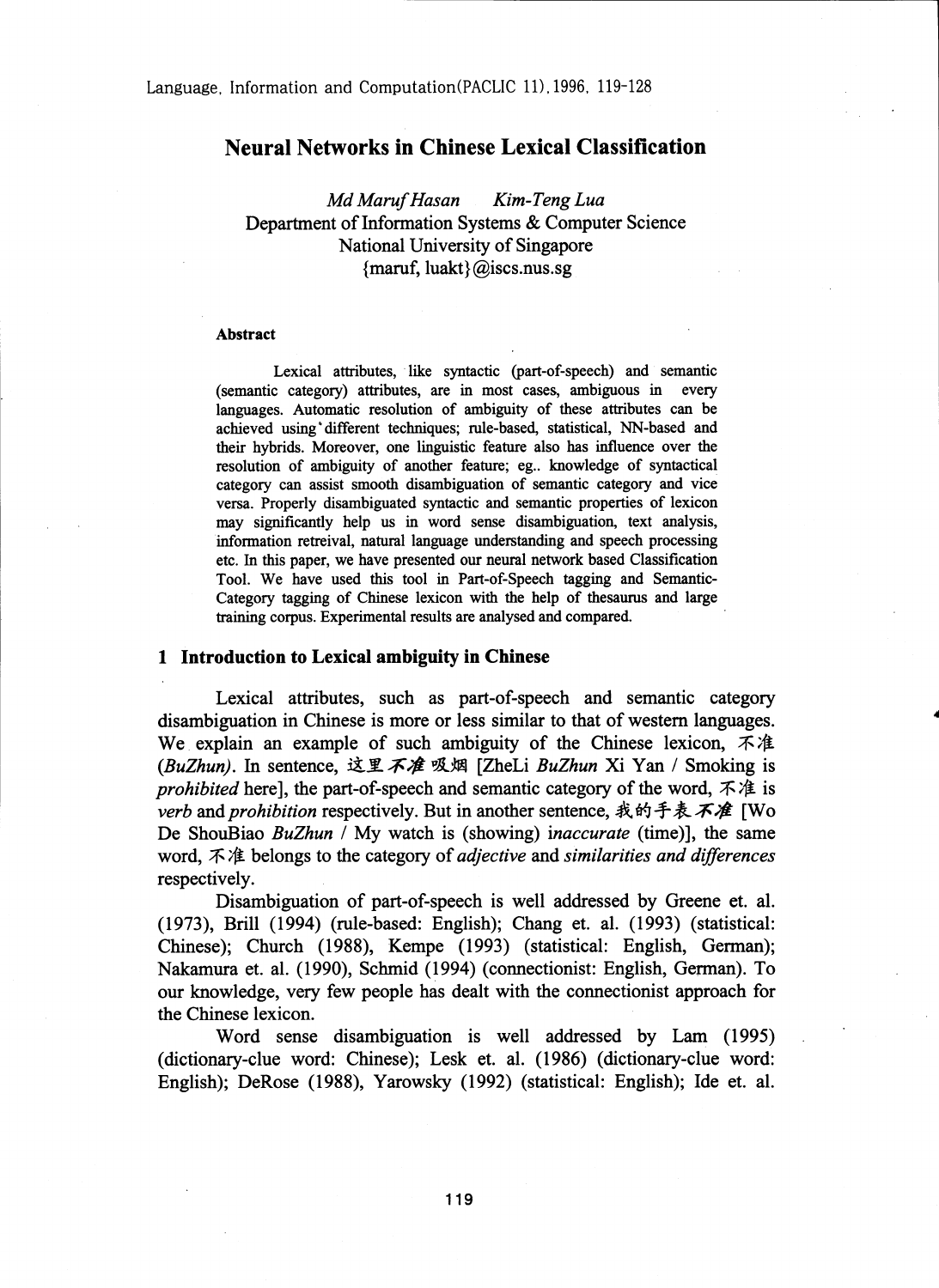# Neural Networks in Chinese Lexical Classification

*Md Maruf Hasan* *Kim-Teng Lua*
Department of Information Systems & Computer Science
National University of Singapore
{maruf, luakt}@iscs.nus.sg

### Abstract

Lexical attributes, like syntactic (part-of-speech) and semantic (semantic category) attributes, are in most cases, ambiguous in every languages. Automatic resolution of ambiguity of these attributes can be achieved using different techniques; rule-based, statistical, NN-based and their hybrids. Moreover, one linguistic feature also has influence over the resolution of ambiguity of another feature; eg.. knowledge of syntactical category can assist smooth disambiguation of semantic category and vice versa. Properly disambiguated syntactic and semantic properties of lexicon may significantly help us in word sense disambiguation, text analysis, information retreival, natural language understanding and speech processing etc. In this paper, we have presented our neural network based Classification Tool. We have used this tool in Part-of-Speech tagging and Semantic-Category tagging of Chinese lexicon with the help of thesaurus and large training corpus. Experimental results are analysed and compared.

## 1 Introduction to Lexical ambiguity in Chinese

Lexical attributes, such as part-of-speech and semantic category disambiguation in Chinese is more or less similar to that of western languages. We explain an example of such ambiguity of the Chinese lexicon, 不准 *(BuZhun)*. In sentence, 这里*不准*吸烟 [ZheLi *BuZhun* Xi Yan / Smoking is *prohibited* here], the part-of-speech and semantic category of the word, 不准 is *verb* and *prohibition* respectively. But in another sentence, 我的手表*不准* [Wo De ShouBiao *BuZhun* / My watch is (showing) *inaccurate* (time)], the same word, 不准 belongs to the category of *adjective* and *similarities and differences* respectively.

Disambiguation of part-of-speech is well addressed by Greene et. al. (1973), Brill (1994) (rule-based: English); Chang et. al. (1993) (statistical: Chinese); Church (1988), Kempe (1993) (statistical: English, German); Nakamura et. al. (1990), Schmid (1994) (connectionist: English, German). To our knowledge, very few people has dealt with the connectionist approach for the Chinese lexicon.

Word sense disambiguation is well addressed by Lam (1995) (dictionary-clue word: Chinese); Lesk et. al. (1986) (dictionary-clue word: English); DeRose (1988), Yarowsky (1992) (statistical: English); Ide et. al.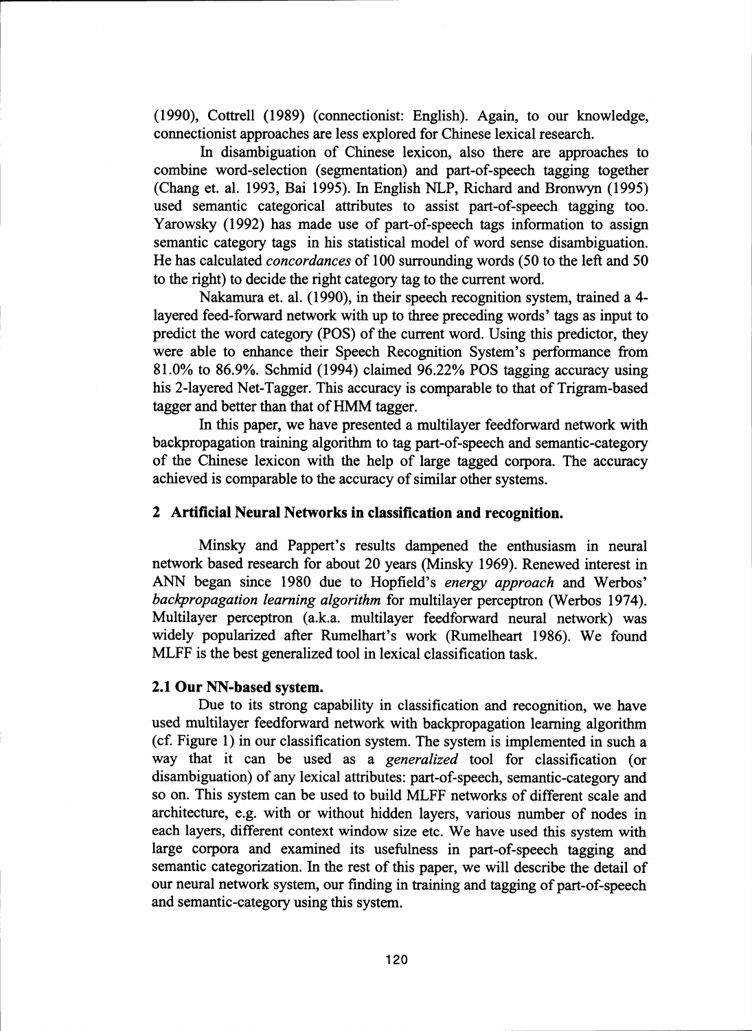(1990), Cottrell (1989) (connectionist: English). Again, to our knowledge, connectionist approaches are less explored for Chinese lexical research.

In disambiguation of Chinese lexicon, also there are approaches to combine word-selection (segmentation) and part-of-speech tagging together (Chang et. al. 1993, Bai 1995). In English NLP, Richard and Bronwyn (1995) used semantic categorical attributes to assist part-of-speech tagging too. Yarowsky (1992) has made use of part-of-speech tags information to assign semantic category tags in his statistical model of word sense disambiguation. He has calculated *concordances* of 100 surrounding words (50 to the left and 50 to the right) to decide the right category tag to the current word.

Nakamura et. al. (1990), in their speech recognition system, trained a 4-layered feed-forward network with up to three preceding words' tags as input to predict the word category (POS) of the current word. Using this predictor, they were able to enhance their Speech Recognition System's performance from 81.0% to 86.9%. Schmid (1994) claimed 96.22% POS tagging accuracy using his 2-layered Net-Tagger. This accuracy is comparable to that of Trigram-based tagger and better than that of HMM tagger.

In this paper, we have presented a multilayer feedforward network with backpropagation training algorithm to tag part-of-speech and semantic-category of the Chinese lexicon with the help of large tagged corpora. The accuracy achieved is comparable to the accuracy of similar other systems.

## 2 Artificial Neural Networks in classification and recognition.

Minsky and Pappert's results dampened the enthusiasm in neural network based research for about 20 years (Minsky 1969). Renewed interest in ANN began since 1980 due to Hopfield's *energy approach* and Werbos' *backpropagation learning algorithm* for multilayer perceptron (Werbos 1974). Multilayer perceptron (a.k.a. multilayer feedforward neural network) was widely popularized after Rumelhart's work (Rumelheart 1986). We found MLFF is the best generalized tool in lexical classification task.

### 2.1 Our NN-based system.

Due to its strong capability in classification and recognition, we have used multilayer feedforward network with backpropagation learning algorithm (cf. Figure 1) in our classification system. The system is implemented in such a way that it can be used as a *generalized* tool for classification (or disambiguation) of any lexical attributes: part-of-speech, semantic-category and so on. This system can be used to build MLFF networks of different scale and architecture, e.g. with or without hidden layers, various number of nodes in each layers, different context window size etc. We have used this system with large corpora and examined its usefulness in part-of-speech tagging and semantic categorization. In the rest of this paper, we will describe the detail of our neural network system, our finding in training and tagging of part-of-speech and semantic-category using this system.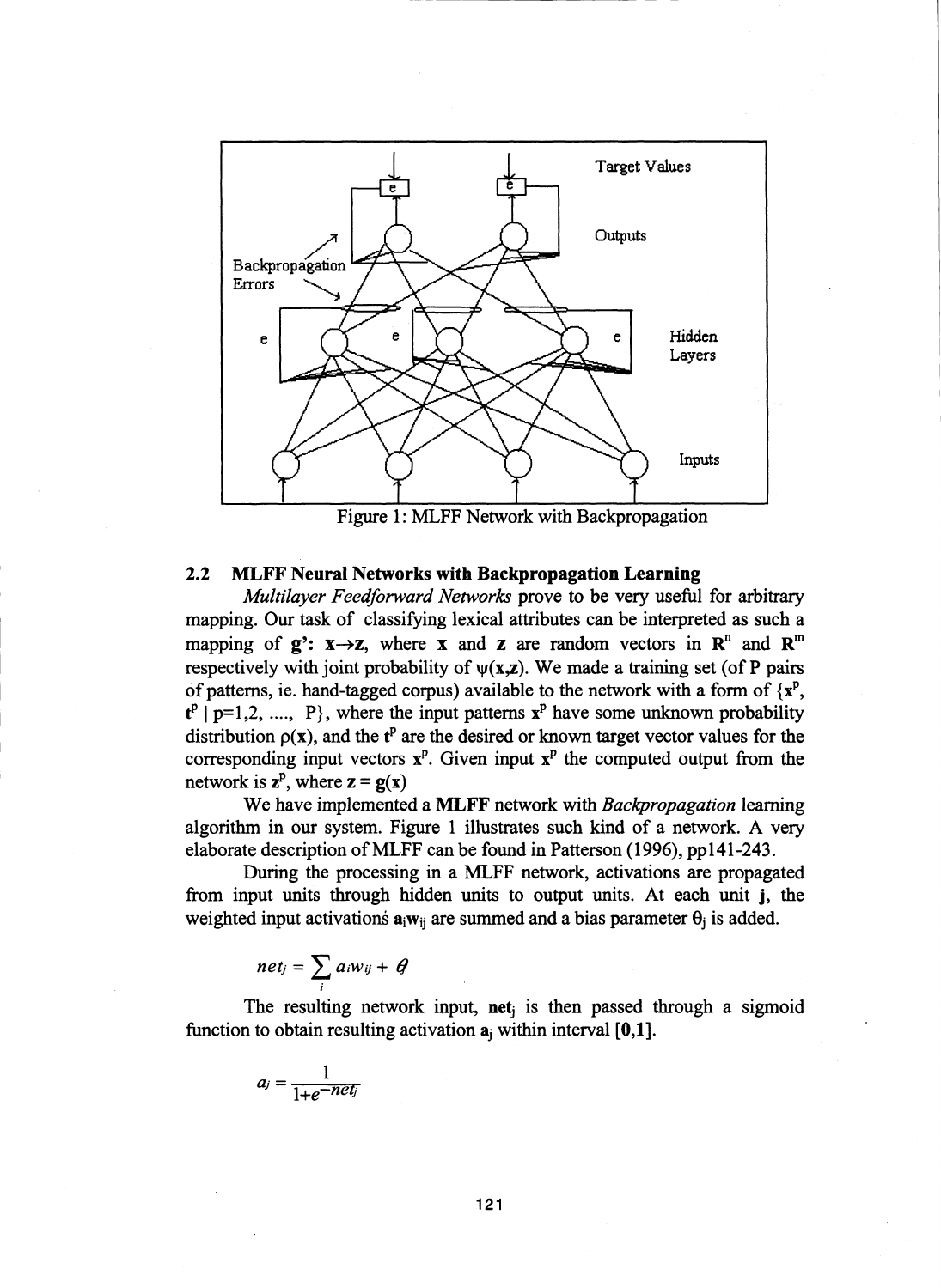Figure 1: MLFF Network with Backpropagation

## 2.2 MLFF Neural Networks with Backpropagation Learning

*Multilayer Feedforward Networks* prove to be very useful for arbitrary mapping. Our task of classifying lexical attributes can be interpreted as such a mapping of **g'**: $\mathbf{x} \rightarrow \mathbf{z}$, where $\mathbf{x}$ and $\mathbf{z}$ are random vectors in $\mathbf{R}^n$ and $\mathbf{R}^m$ respectively with joint probability of $\psi(\mathbf{x},\mathbf{z})$. We made a training set (of P pairs of patterns, ie. hand-tagged corpus) available to the network with a form of $\{\mathbf{x}^p, \mathbf{t}^p \mid p=1,2, \ldots, P\}$, where the input patterns $\mathbf{x}^p$ have some unknown probability distribution $\rho(\mathbf{x})$, and the $\mathbf{t}^p$ are the desired or known target vector values for the corresponding input vectors $\mathbf{x}^p$. Given input $\mathbf{x}^p$ the computed output from the network is $\mathbf{z}^p$, where $\mathbf{z} = \mathbf{g}(\mathbf{x})$

We have implemented a **MLFF** network with *Backpropagation* learning algorithm in our system. Figure 1 illustrates such kind of a network. A very elaborate description of MLFF can be found in Patterson (1996), pp141-243.

During the processing in a MLFF network, activations are propagated from input units through hidden units to output units. At each unit **j**, the weighted input activations $\mathbf{a}_i\mathbf{w}_{ij}$ are summed and a bias parameter $\theta_j$ is added.

$$net_j = \sum_i a_i w_{ij} + \theta$$

The resulting network input, $\mathbf{net}_j$ is then passed through a sigmoid function to obtain resulting activation $\mathbf{a}_j$ within interval $[\mathbf{0},\mathbf{1}]$.

$$a_j = \frac{1}{1+e^{-net_j}}$$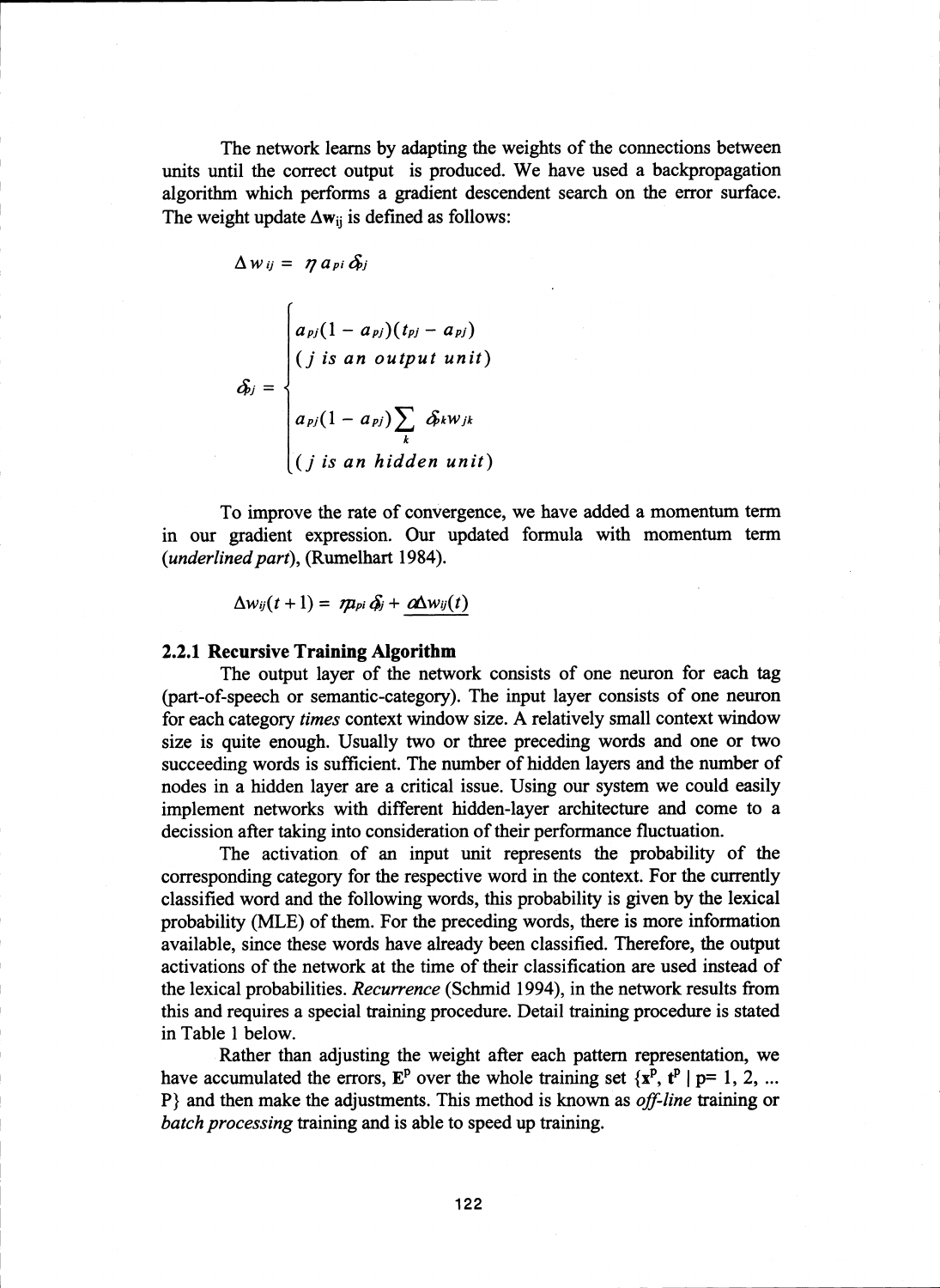The network learns by adapting the weights of the connections between units until the correct output is produced. We have used a backpropagation algorithm which performs a gradient descendent search on the error surface. The weight update $\Delta \mathbf{w}_{ij}$ is defined as follows:

$$\Delta w_{ij} = \eta a_{pi} \delta_{pj}$$

$$\delta_{pj} = \begin{cases} a_{pj}(1 - a_{pj})(t_{pj} - a_{pj}) \\ (j \text{ is an output unit}) \\ \\ a_{pj}(1 - a_{pj}) \sum_k \delta_{pk} w_{jk} \\ (j \text{ is an hidden unit}) \end{cases}$$

To improve the rate of convergence, we have added a momentum term in our gradient expression. Our updated formula with momentum term (*underlined part*), (Rumelhart 1984).

$$\Delta w_{ij}(t+1) = \eta a_{pi} \delta_{pj} + \underline{\alpha \Delta w_{ij}(t)}$$

### 2.2.1 Recursive Training Algorithm

The output layer of the network consists of one neuron for each tag (part-of-speech or semantic-category). The input layer consists of one neuron for each category *times* context window size. A relatively small context window size is quite enough. Usually two or three preceding words and one or two succeeding words is sufficient. The number of hidden layers and the number of nodes in a hidden layer are a critical issue. Using our system we could easily implement networks with different hidden-layer architecture and come to a decission after taking into consideration of their performance fluctuation.

The activation of an input unit represents the probability of the corresponding category for the respective word in the context. For the currently classified word and the following words, this probability is given by the lexical probability (MLE) of them. For the preceding words, there is more information available, since these words have already been classified. Therefore, the output activations of the network at the time of their classification are used instead of the lexical probabilities. *Recurrence* (Schmid 1994), in the network results from this and requires a special training procedure. Detail training procedure is stated in Table 1 below.

Rather than adjusting the weight after each pattern representation, we have accumulated the errors, $\mathbf{E}^p$ over the whole training set $\{\mathbf{x}^p, \mathbf{t}^p \mid p = 1, 2, \ldots P\}$ and then make the adjustments. This method is known as *off-line* training or *batch processing* training and is able to speed up training.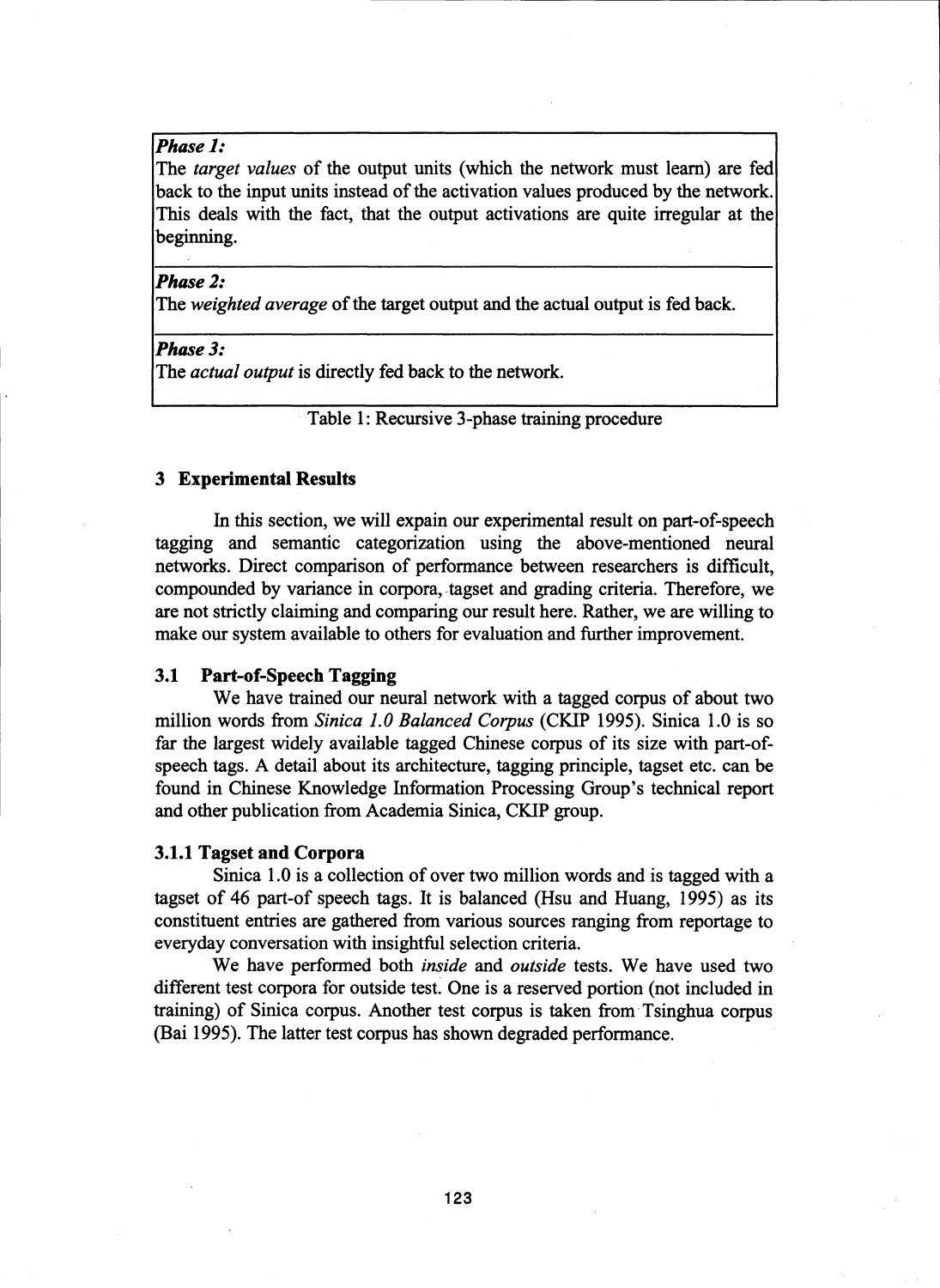*Phase 1:*
The *target values* of the output units (which the network must learn) are fed back to the input units instead of the activation values produced by the network. This deals with the fact, that the output activations are quite irregular at the beginning.

*Phase 2:*
The *weighted average* of the target output and the actual output is fed back.

*Phase 3:*
The *actual output* is directly fed back to the network.

Table 1: Recursive 3-phase training procedure

## 3 Experimental Results

In this section, we will expain our experimental result on part-of-speech tagging and semantic categorization using the above-mentioned neural networks. Direct comparison of performance between researchers is difficult, compounded by variance in corpora, tagset and grading criteria. Therefore, we are not strictly claiming and comparing our result here. Rather, we are willing to make our system available to others for evaluation and further improvement.

### 3.1 Part-of-Speech Tagging

We have trained our neural network with a tagged corpus of about two million words from *Sinica 1.0 Balanced Corpus* (CKIP 1995). Sinica 1.0 is so far the largest widely available tagged Chinese corpus of its size with part-of-speech tags. A detail about its architecture, tagging principle, tagset etc. can be found in Chinese Knowledge Information Processing Group's technical report and other publication from Academia Sinica, CKIP group.

#### 3.1.1 Tagset and Corpora

Sinica 1.0 is a collection of over two million words and is tagged with a tagset of 46 part-of speech tags. It is balanced (Hsu and Huang, 1995) as its constituent entries are gathered from various sources ranging from reportage to everyday conversation with insightful selection criteria.

We have performed both *inside* and *outside* tests. We have used two different test corpora for outside test. One is a reserved portion (not included in training) of Sinica corpus. Another test corpus is taken from Tsinghua corpus (Bai 1995). The latter test corpus has shown degraded performance.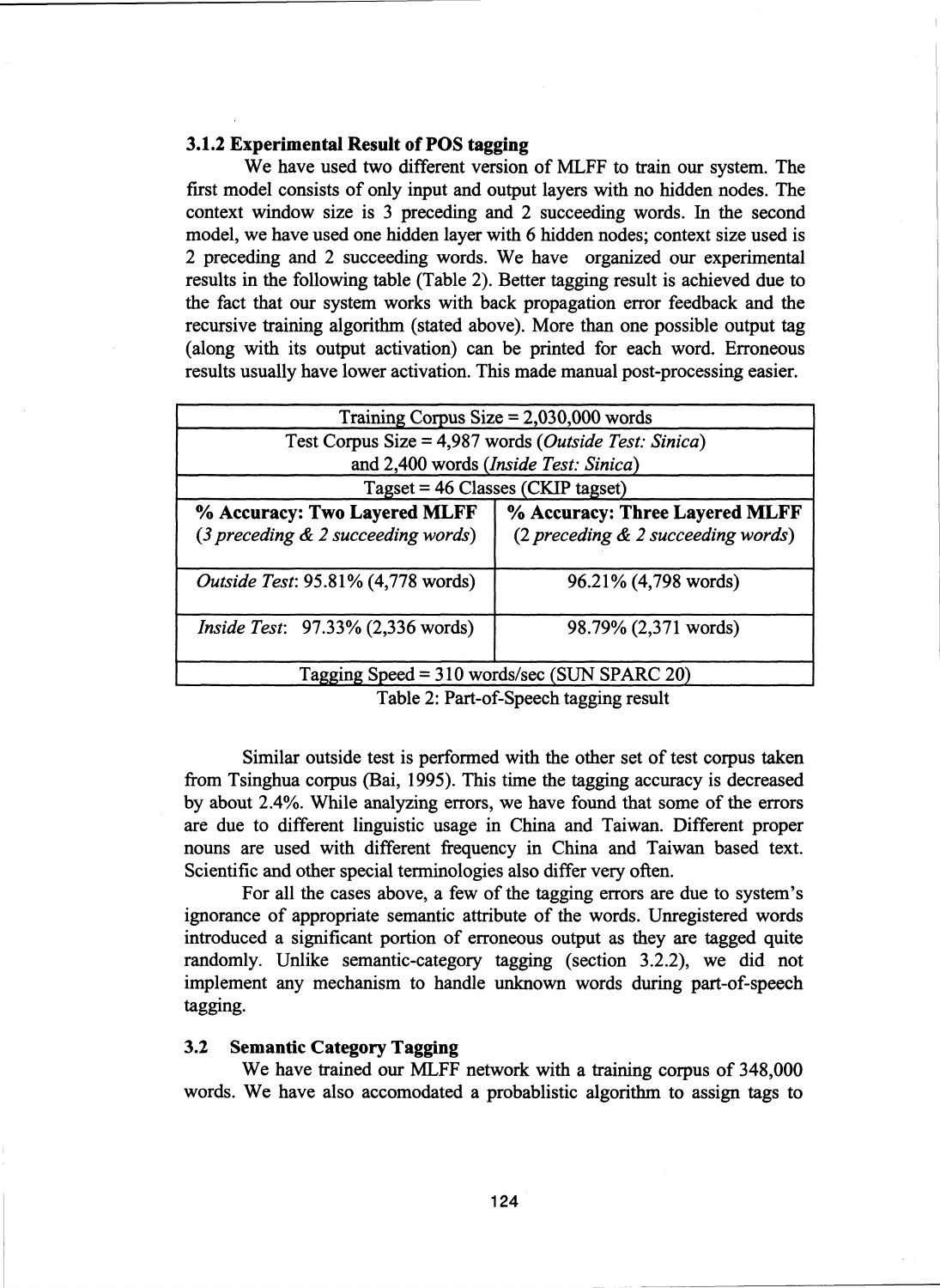### 3.1.2 Experimental Result of POS tagging

We have used two different version of MLFF to train our system. The first model consists of only input and output layers with no hidden nodes. The context window size is 3 preceding and 2 succeeding words. In the second model, we have used one hidden layer with 6 hidden nodes; context size used is 2 preceding and 2 succeeding words. We have organized our experimental results in the following table (Table 2). Better tagging result is achieved due to the fact that our system works with back propagation error feedback and the recursive training algorithm (stated above). More than one possible output tag (along with its output activation) can be printed for each word. Erroneous results usually have lower activation. This made manual post-processing easier.

| Training Corpus Size = 2,030,000 words | |
|---|---|
| Test Corpus Size = 4,987 words (*Outside Test: Sinica*) and 2,400 words (*Inside Test: Sinica*) | |
| Tagset = 46 Classes (CKIP tagset) | |
| **% Accuracy: Two Layered MLFF** (*3 preceding & 2 succeeding words*) | **% Accuracy: Three Layered MLFF** (*2 preceding & 2 succeeding words*) |
| *Outside Test*: 95.81% (4,778 words) | 96.21% (4,798 words) |
| *Inside Test*: 97.33% (2,336 words) | 98.79% (2,371 words) |
| Tagging Speed = 310 words/sec (SUN SPARC 20) | |

Table 2: Part-of-Speech tagging result

Similar outside test is performed with the other set of test corpus taken from Tsinghua corpus (Bai, 1995). This time the tagging accuracy is decreased by about 2.4%. While analyzing errors, we have found that some of the errors are due to different linguistic usage in China and Taiwan. Different proper nouns are used with different frequency in China and Taiwan based text. Scientific and other special terminologies also differ very often.

For all the cases above, a few of the tagging errors are due to system's ignorance of appropriate semantic attribute of the words. Unregistered words introduced a significant portion of erroneous output as they are tagged quite randomly. Unlike semantic-category tagging (section 3.2.2), we did not implement any mechanism to handle unknown words during part-of-speech tagging.

## 3.2 Semantic Category Tagging

We have trained our MLFF network with a training corpus of 348,000 words. We have also accomodated a probablistic algorithm to assign tags to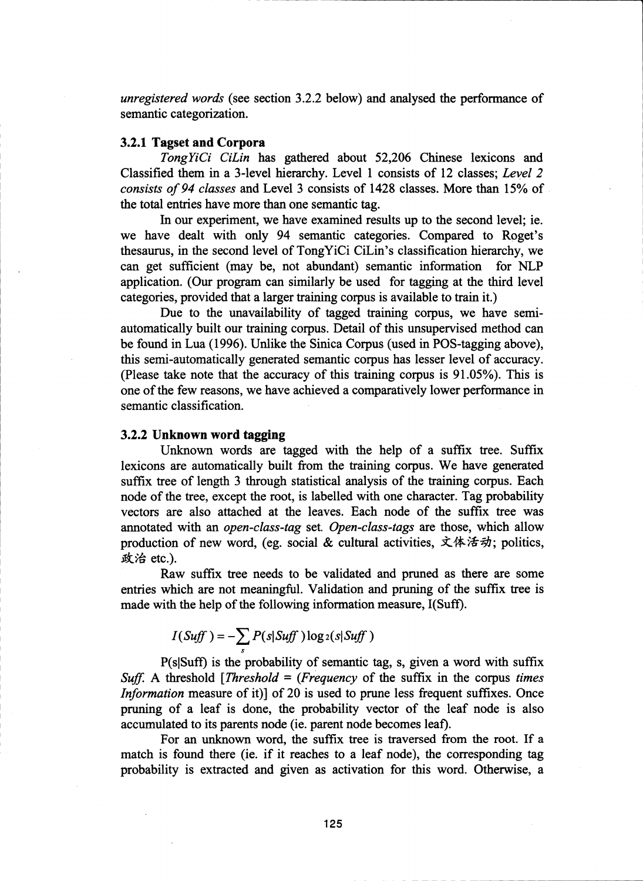*unregistered words* (see section 3.2.2 below) and analysed the performance of semantic categorization.

### 3.2.1 Tagset and Corpora

*TongYiCi CiLin* has gathered about 52,206 Chinese lexicons and Classified them in a 3-level hierarchy. Level 1 consists of 12 classes; *Level 2 consists of 94 classes* and Level 3 consists of 1428 classes. More than 15% of the total entries have more than one semantic tag.

In our experiment, we have examined results up to the second level; ie. we have dealt with only 94 semantic categories. Compared to Roget's thesaurus, in the second level of TongYiCi CiLin's classification hierarchy, we can get sufficient (may be, not abundant) semantic information for NLP application. (Our program can similarly be used for tagging at the third level categories, provided that a larger training corpus is available to train it.)

Due to the unavailability of tagged training corpus, we have semi-automatically built our training corpus. Detail of this unsupervised method can be found in Lua (1996). Unlike the Sinica Corpus (used in POS-tagging above), this semi-automatically generated semantic corpus has lesser level of accuracy. (Please take note that the accuracy of this training corpus is 91.05%). This is one of the few reasons, we have achieved a comparatively lower performance in semantic classification.

### 3.2.2 Unknown word tagging

Unknown words are tagged with the help of a suffix tree. Suffix lexicons are automatically built from the training corpus. We have generated suffix tree of length 3 through statistical analysis of the training corpus. Each node of the tree, except the root, is labelled with one character. Tag probability vectors are also attached at the leaves. Each node of the suffix tree was annotated with an *open-class-tag* set. *Open-class-tags* are those, which allow production of new word, (eg. social & cultural activities, 文体活动; politics, 政治 etc.).

Raw suffix tree needs to be validated and pruned as there are some entries which are not meaningful. Validation and pruning of the suffix tree is made with the help of the following information measure, I(Suff).

$$I(Suff) = -\sum_{s} P(s|Suff)\log_2(s|Suff)$$

P(s|Suff) is the probability of semantic tag, s, given a word with suffix *Suff*. A threshold [*Threshold* = (*Frequency* of the suffix in the corpus *times Information* measure of it)] of 20 is used to prune less frequent suffixes. Once pruning of a leaf is done, the probability vector of the leaf node is also accumulated to its parents node (ie. parent node becomes leaf).

For an unknown word, the suffix tree is traversed from the root. If a match is found there (ie. if it reaches to a leaf node), the corresponding tag probability is extracted and given as activation for this word. Otherwise, a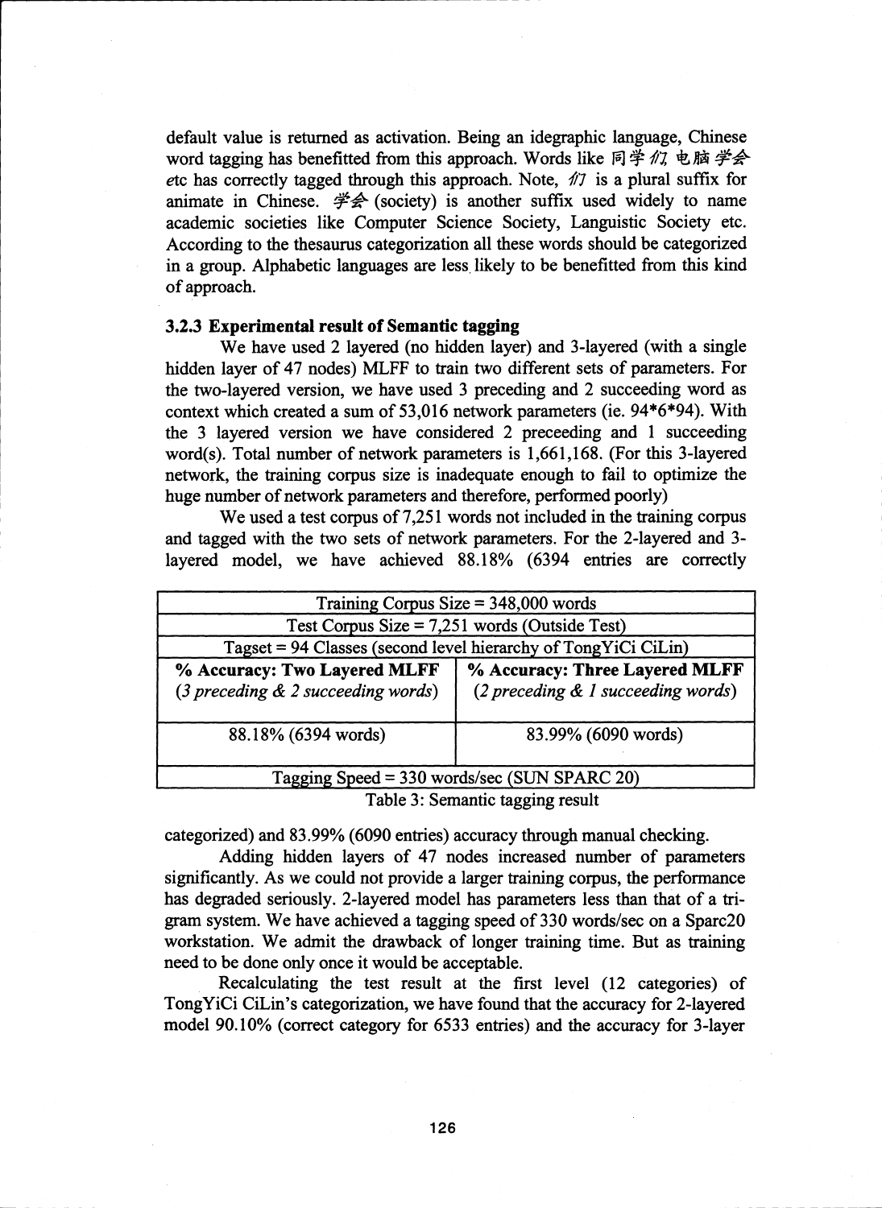default value is returned as activation. Being an idegraphic language, Chinese word tagging has benefitted from this approach. Words like 同学们 电脑学会 etc has correctly tagged through this approach. Note, 们 is a plural suffix for animate in Chinese. 学会 (society) is another suffix used widely to name academic societies like Computer Science Society, Languistic Society etc. According to the thesaurus categorization all these words should be categorized in a group. Alphabetic languages are less likely to be benefitted from this kind of approach.

### 3.2.3 Experimental result of Semantic tagging

We have used 2 layered (no hidden layer) and 3-layered (with a single hidden layer of 47 nodes) MLFF to train two different sets of parameters. For the two-layered version, we have used 3 preceding and 2 succeeding word as context which created a sum of 53,016 network parameters (ie. 94\*6\*94). With the 3 layered version we have considered 2 preceeding and 1 succeeding word(s). Total number of network parameters is 1,661,168. (For this 3-layered network, the training corpus size is inadequate enough to fail to optimize the huge number of network parameters and therefore, performed poorly)

We used a test corpus of 7,251 words not included in the training corpus and tagged with the two sets of network parameters. For the 2-layered and 3-layered model, we have achieved 88.18% (6394 entries are correctly categorized) and 83.99% (6090 entries) accuracy through manual checking.

| Training Corpus Size = 348,000 words | |
|---|---|
| Test Corpus Size = 7,251 words (Outside Test) | |
| Tagset = 94 Classes (second level hierarchy of TongYiCi CiLin) | |
| **% Accuracy: Two Layered MLFF** *(3 preceding & 2 succeeding words)* | **% Accuracy: Three Layered MLFF** *(2 preceding & 1 succeeding words)* |
| 88.18% (6394 words) | 83.99% (6090 words) |
| Tagging Speed = 330 words/sec (SUN SPARC 20) | |

Table 3: Semantic tagging result

Adding hidden layers of 47 nodes increased number of parameters significantly. As we could not provide a larger training corpus, the performance has degraded seriously. 2-layered model has parameters less than that of a tri-gram system. We have achieved a tagging speed of 330 words/sec on a Sparc20 workstation. We admit the drawback of longer training time. But as training need to be done only once it would be acceptable.

Recalculating the test result at the first level (12 categories) of TongYiCi CiLin's categorization, we have found that the accuracy for 2-layered model 90.10% (correct category for 6533 entries) and the accuracy for 3-layer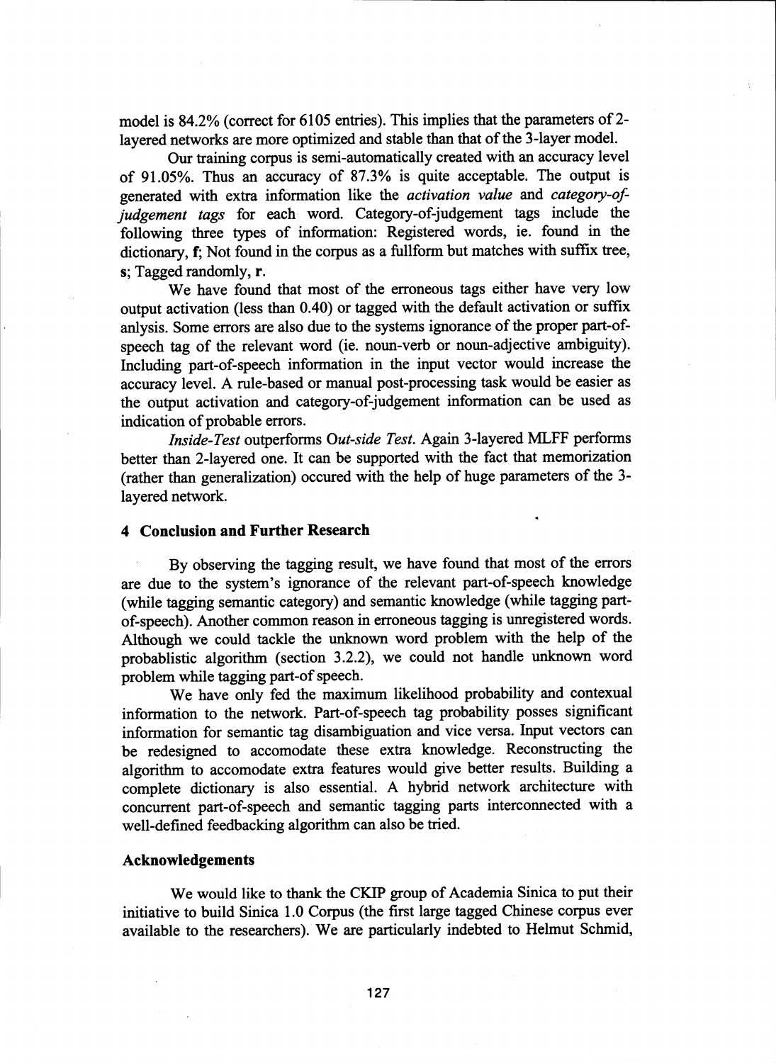model is 84.2% (correct for 6105 entries). This implies that the parameters of 2-layered networks are more optimized and stable than that of the 3-layer model.

Our training corpus is semi-automatically created with an accuracy level of 91.05%. Thus an accuracy of 87.3% is quite acceptable. The output is generated with extra information like the *activation value* and *category-of-judgement tags* for each word. Category-of-judgement tags include the following three types of information: Registered words, ie. found in the dictionary, **f**; Not found in the corpus as a fullform but matches with suffix tree, **s**; Tagged randomly, **r**.

We have found that most of the erroneous tags either have very low output activation (less than 0.40) or tagged with the default activation or suffix anlysis. Some errors are also due to the systems ignorance of the proper part-of-speech tag of the relevant word (ie. noun-verb or noun-adjective ambiguity). Including part-of-speech information in the input vector would increase the accuracy level. A rule-based or manual post-processing task would be easier as the output activation and category-of-judgement information can be used as indication of probable errors.

*Inside-Test* outperforms *Out-side Test*. Again 3-layered MLFF performs better than 2-layered one. It can be supported with the fact that memorization (rather than generalization) occured with the help of huge parameters of the 3-layered network.

## 4 Conclusion and Further Research

By observing the tagging result, we have found that most of the errors are due to the system's ignorance of the relevant part-of-speech knowledge (while tagging semantic category) and semantic knowledge (while tagging part-of-speech). Another common reason in erroneous tagging is unregistered words. Although we could tackle the unknown word problem with the help of the probablistic algorithm (section 3.2.2), we could not handle unknown word problem while tagging part-of speech.

We have only fed the maximum likelihood probability and contexual information to the network. Part-of-speech tag probability posses significant information for semantic tag disambiguation and vice versa. Input vectors can be redesigned to accomodate these extra knowledge. Reconstructing the algorithm to accomodate extra features would give better results. Building a complete dictionary is also essential. A hybrid network architecture with concurrent part-of-speech and semantic tagging parts interconnected with a well-defined feedbacking algorithm can also be tried.

## Acknowledgements

We would like to thank the CKIP group of Academia Sinica to put their initiative to build Sinica 1.0 Corpus (the first large tagged Chinese corpus ever available to the researchers). We are particularly indebted to Helmut Schmid,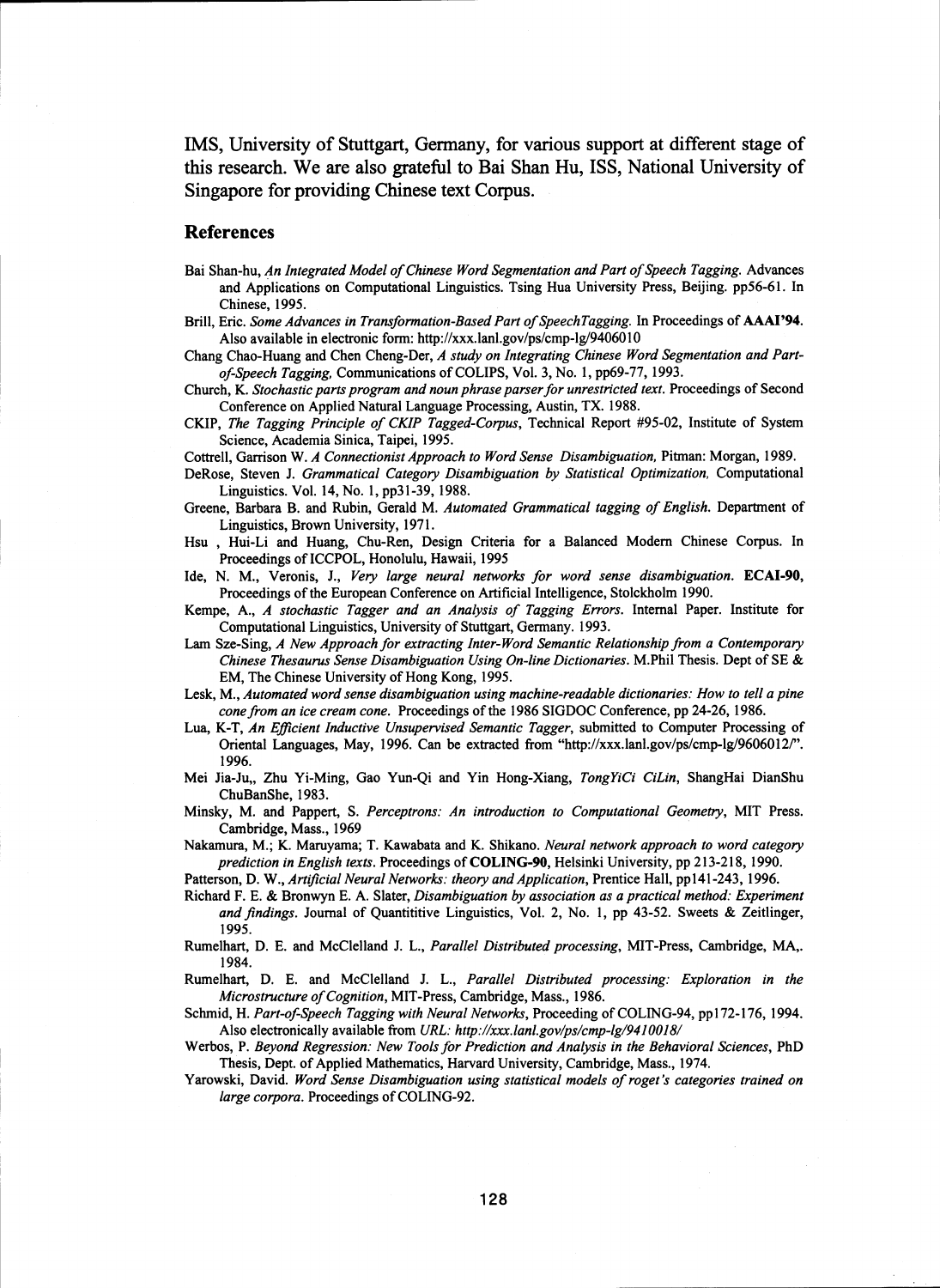IMS, University of Stuttgart, Germany, for various support at different stage of this research. We are also grateful to Bai Shan Hu, ISS, National University of Singapore for providing Chinese text Corpus.

## References

Bai Shan-hu, *An Integrated Model of Chinese Word Segmentation and Part of Speech Tagging.* Advances and Applications on Computational Linguistics. Tsing Hua University Press, Beijing. pp56-61. In Chinese, 1995.

Brill, Eric. *Some Advances in Transformation-Based Part of SpeechTagging.* In Proceedings of **AAAI'94**. Also available in electronic form: http://xxx.lanl.gov/ps/cmp-lg/9406010

Chang Chao-Huang and Chen Cheng-Der, *A study on Integrating Chinese Word Segmentation and Part-of-Speech Tagging,* Communications of COLIPS, Vol. 3, No. 1, pp69-77, 1993.

Church, K. *Stochastic parts program and noun phrase parser for unrestricted text.* Proceedings of Second Conference on Applied Natural Language Processing, Austin, TX. 1988.

CKIP, *The Tagging Principle of CKIP Tagged-Corpus*, Technical Report #95-02, Institute of System Science, Academia Sinica, Taipei, 1995.

Cottrell, Garrison W. *A Connectionist Approach to Word Sense Disambiguation,* Pitman: Morgan, 1989.

DeRose, Steven J. *Grammatical Category Disambiguation by Statistical Optimization,* Computational Linguistics. Vol. 14, No. 1, pp31-39, 1988.

Greene, Barbara B. and Rubin, Gerald M. *Automated Grammatical tagging of English.* Department of Linguistics, Brown University, 1971.

Hsu , Hui-Li and Huang, Chu-Ren, Design Criteria for a Balanced Modern Chinese Corpus. In Proceedings of ICCPOL, Honolulu, Hawaii, 1995

Ide, N. M., Veronis, J., *Very large neural networks for word sense disambiguation.* **ECAI-90,** Proceedings of the European Conference on Artificial Intelligence, Stolckholm 1990.

Kempe, A., *A stochastic Tagger and an Analysis of Tagging Errors.* Internal Paper. Institute for Computational Linguistics, University of Stuttgart, Germany. 1993.

Lam Sze-Sing, *A New Approach for extracting Inter-Word Semantic Relationship from a Contemporary Chinese Thesaurus Sense Disambiguation Using On-line Dictionaries.* M.Phil Thesis. Dept of SE & EM, The Chinese University of Hong Kong, 1995.

Lesk, M., *Automated word sense disambiguation using machine-readable dictionaries: How to tell a pine cone from an ice cream cone.* Proceedings of the 1986 SIGDOC Conference, pp 24-26, 1986.

Lua, K-T, *An Efficient Inductive Unsupervised Semantic Tagger*, submitted to Computer Processing of Oriental Languages, May, 1996. Can be extracted from "http://xxx.lanl.gov/ps/cmp-lg/9606012/". 1996.

Mei Jia-Ju,, Zhu Yi-Ming, Gao Yun-Qi and Yin Hong-Xiang, *TongYiCi CiLin*, ShangHai DianShu ChuBanShe, 1983.

Minsky, M. and Pappert, S. *Perceptrons: An introduction to Computational Geometry*, MIT Press. Cambridge, Mass., 1969

Nakamura, M.; K. Maruyama; T. Kawabata and K. Shikano. *Neural network approach to word category prediction in English texts.* Proceedings of **COLING-90**, Helsinki University, pp 213-218, 1990.

Patterson, D. W., *Artificial Neural Networks: theory and Application*, Prentice Hall, pp141-243, 1996.

Richard F. E. & Bronwyn E. A. Slater, *Disambiguation by association as a practical method: Experiment and findings.* Journal of Quantititive Linguistics, Vol. 2, No. 1, pp 43-52. Sweets & Zeitlinger, 1995.

Rumelhart, D. E. and McClelland J. L., *Parallel Distributed processing*, MIT-Press, Cambridge, MA,. 1984.

Rumelhart, D. E. and McClelland J. L., *Parallel Distributed processing: Exploration in the Microstructure of Cognition*, MIT-Press, Cambridge, Mass., 1986.

Schmid, H. *Part-of-Speech Tagging with Neural Networks*, Proceeding of COLING-94, pp172-176, 1994. Also electronically available from *URL: http://xxx.lanl.gov/ps/cmp-lg/9410018/*

Werbos, P. *Beyond Regression: New Tools for Prediction and Analysis in the Behavioral Sciences*, PhD Thesis, Dept. of Applied Mathematics, Harvard University, Cambridge, Mass., 1974.

Yarowski, David. *Word Sense Disambiguation using statistical models of roget's categories trained on large corpora.* Proceedings of COLING-92.